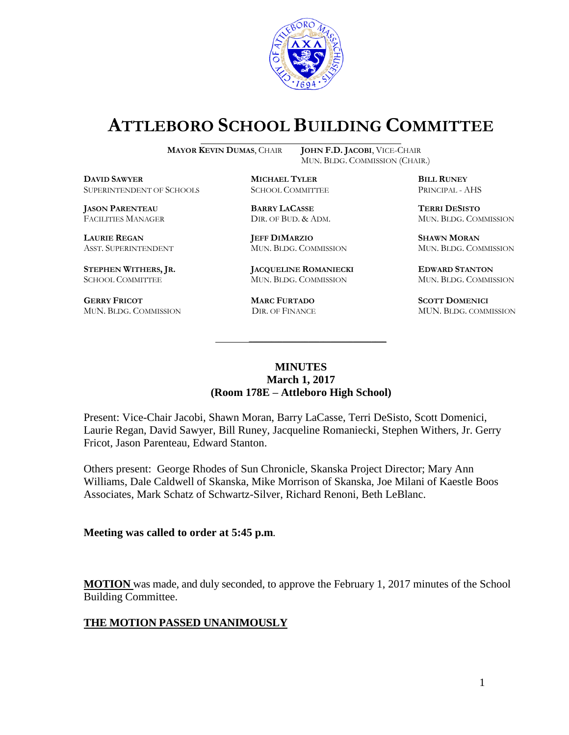# ATTLEBORO SCHOOL BUILDING COMMITTEE

**MAYOR KEVIN DUMAS**, CHAIR  **JOHN F.D. JACOBI**, VICE-CHAIR
MUN. BLDG. COMMISSION (CHAIR.)

| | | |
|---|---|---|
| **DAVID SAWYER**<br>SUPERINTENDENT OF SCHOOLS | **MICHAEL TYLER**<br>SCHOOL COMMITTEE | **BILL RUNEY**<br>PRINCIPAL - AHS |
| **JASON PARENTEAU**<br>FACILITIES MANAGER | **BARRY LACASSE**<br>DIR. OF BUD. & ADM. | **TERRI DESISTO**<br>MUN. BLDG. COMMISSION |
| **LAURIE REGAN**<br>ASST. SUPERINTENDENT | **JEFF DIMARZIO**<br>MUN. BLDG. COMMISSION | **SHAWN MORAN**<br>MUN. BLDG. COMMISSION |
| **STEPHEN WITHERS, JR.**<br>SCHOOL COMMITTEE | **JACQUELINE ROMANIECKI**<br>MUN. BLDG. COMMISSION | **EDWARD STANTON**<br>MUN. BLDG. COMMISSION |
| **GERRY FRICOT**<br>MUN. BLDG. COMMISSION | **MARC FURTADO**<br>DIR. OF FINANCE | **SCOTT DOMENICI**<br>MUN. BLDG. COMMISSION |

**MINUTES**
**March 1, 2017**
**(Room 178E – Attleboro High School)**

Present: Vice-Chair Jacobi, Shawn Moran, Barry LaCasse, Terri DeSisto, Scott Domenici, Laurie Regan, David Sawyer, Bill Runey, Jacqueline Romaniecki, Stephen Withers, Jr. Gerry Fricot, Jason Parenteau, Edward Stanton.

Others present: George Rhodes of Sun Chronicle, Skanska Project Director; Mary Ann Williams, Dale Caldwell of Skanska, Mike Morrison of Skanska, Joe Milani of Kaestle Boos Associates, Mark Schatz of Schwartz-Silver, Richard Renoni, Beth LeBlanc.

**Meeting was called to order at 5:45 p.m.**

**MOTION** was made, and duly seconded, to approve the February 1, 2017 minutes of the School Building Committee.

**THE MOTION PASSED UNANIMOUSLY**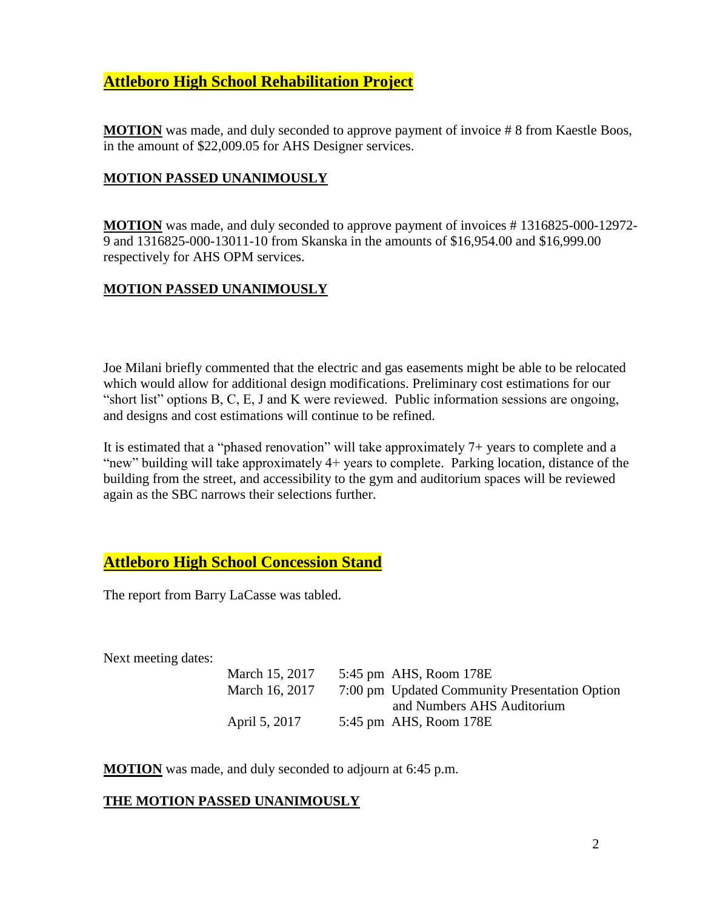## Attleboro High School Rehabilitation Project

**MOTION** was made, and duly seconded to approve payment of invoice # 8 from Kaestle Boos, in the amount of $22,009.05 for AHS Designer services.

**MOTION PASSED UNANIMOUSLY**

**MOTION** was made, and duly seconded to approve payment of invoices # 1316825-000-12972-9 and 1316825-000-13011-10 from Skanska in the amounts of $16,954.00 and $16,999.00 respectively for AHS OPM services.

**MOTION PASSED UNANIMOUSLY**

Joe Milani briefly commented that the electric and gas easements might be able to be relocated which would allow for additional design modifications. Preliminary cost estimations for our "short list" options B, C, E, J and K were reviewed. Public information sessions are ongoing, and designs and cost estimations will continue to be refined.

It is estimated that a "phased renovation" will take approximately 7+ years to complete and a "new" building will take approximately 4+ years to complete. Parking location, distance of the building from the street, and accessibility to the gym and auditorium spaces will be reviewed again as the SBC narrows their selections further.

## Attleboro High School Concession Stand

The report from Barry LaCasse was tabled.

Next meeting dates:

| | |
|---|---|
| March 15, 2017 | 5:45 pm AHS, Room 178E |
| March 16, 2017 | 7:00 pm Updated Community Presentation Option and Numbers AHS Auditorium |
| April 5, 2017 | 5:45 pm AHS, Room 178E |

**MOTION** was made, and duly seconded to adjourn at 6:45 p.m.

**THE MOTION PASSED UNANIMOUSLY**